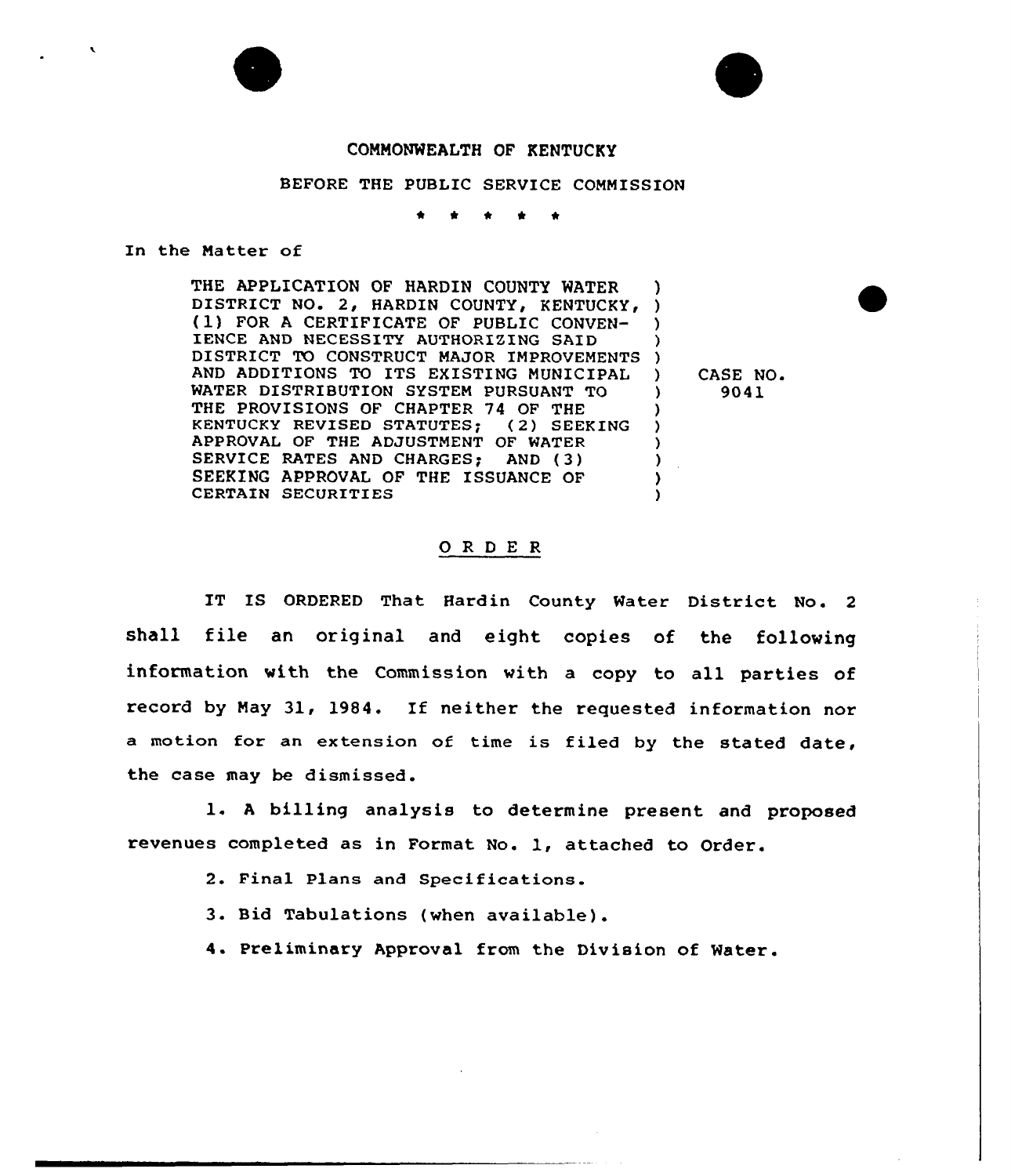COMMONWEALTH OF KENTUCKY

BEFORE THE PUBLIC SERVICE COMMISSION

\* \* \* \* \*

In the Matter of

| | |
|---|---|
| THE APPLICATION OF HARDIN COUNTY WATER DISTRICT NO. 2, HARDIN COUNTY, KENTUCKY, (1) FOR A CERTIFICATE OF PUBLIC CONVENIENCE AND NECESSITY AUTHORIZING SAID DISTRICT TO CONSTRUCT MAJOR IMPROVEMENTS AND ADDITIONS TO ITS EXISTING MUNICIPAL WATER DISTRIBUTION SYSTEM PURSUANT TO THE PROVISIONS OF CHAPTER 74 OF THE KENTUCKY REVISED STATUTES; (2) SEEKING APPROVAL OF THE ADJUSTMENT OF WATER SERVICE RATES AND CHARGES; AND (3) SEEKING APPROVAL OF THE ISSUANCE OF CERTAIN SECURITIES | CASE NO. 9041 |

## O R D E R

IT IS ORDERED That Hardin County Water District No. 2 shall file an original and eight copies of the following information with the Commission with a copy to all parties of record by May 31, 1984. If neither the requested information nor a motion for an extension of time is filed by the stated date, the case may be dismissed.

1. A billing analysis to determine present and proposed revenues completed as in Format No. 1, attached to Order.

2. Final Plans and Specifications.

3. Bid Tabulations (when available).

4. Preliminary Approval from the Division of Water.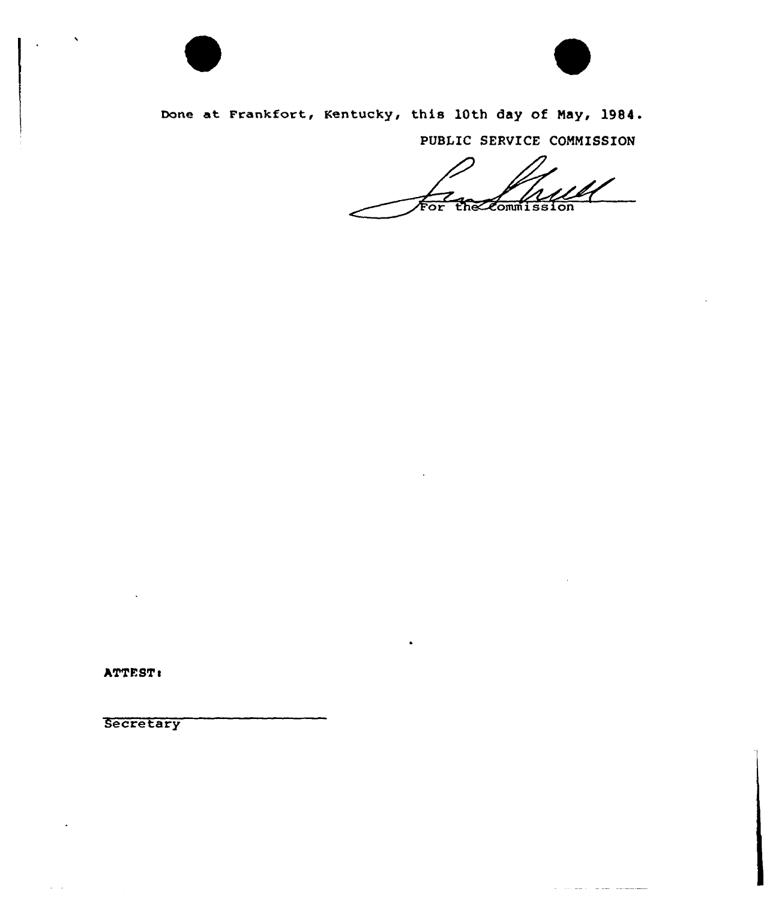Done at Frankfort, Kentucky, this 10th day of May, 1984.

PUBLIC SERVICE COMMISSION

For the Commission

ATTEST:

Secretary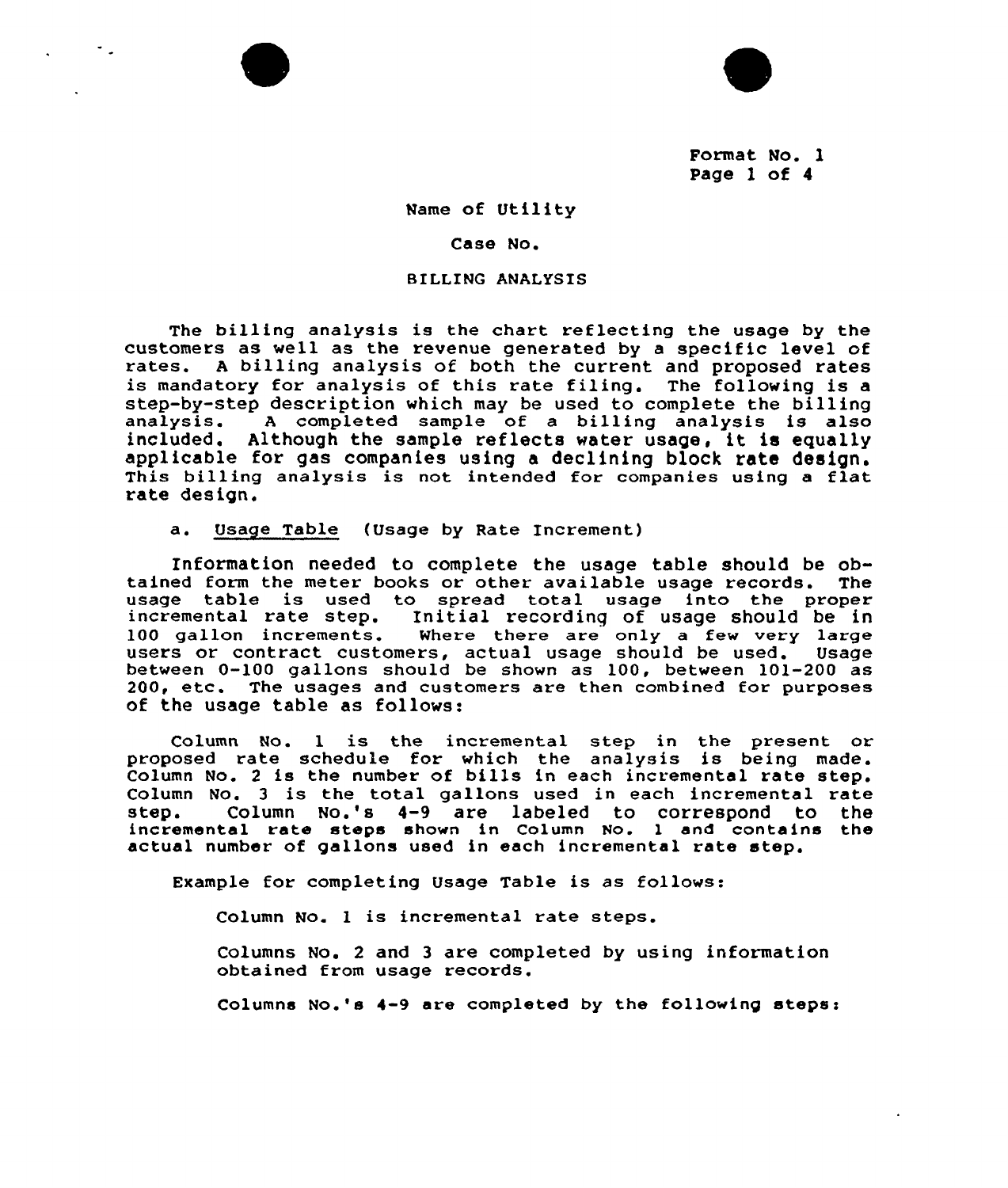Format No. 1

Name of Utility

Case No.

BILLING ANALYSIS

The billing analysis is the chart reflecting the usage by the customers as well as the revenue generated by a specific level of rates. A billing analysis of both the current and proposed rates is mandatory for analysis of this rate filing. The following is a step-by-step description which may be used to complete the billing analysis. A completed sample of a billing analysis is also included. Although the sample reflects water usage, it is equally applicable for gas companies using a declining block rate design. This billing analysis is not intended for companies using a flat rate design.

a. Usage Table (Usage by Rate Increment)

Information needed to complete the usage table should be obtained form the meter books or other available usage records. The usage table is used to spread total usage into the proper incremental rate step. Initial recording of usage should be in 100 gallon increments. Where there are only a few very large users or contract customers, actual usage should be used. Usage between 0-100 gallons should be shown as 100, between 101-200 as 200, etc. The usages and customers are then combined for purposes of the usage table as follows:

Column No. 1 is the incremental step in the present or proposed rate schedule for which the analysis is being made. Column No. 2 is the number of bills in each incremental rate step. Column No. 3 is the total gallons used in each incremental rate step. Column No.'s 4-9 are labeled to correspond to the incremental rate steps shown in Column No. 1 and contains the actual number of gallons used in each incremental rate step.

Example for completing Usage Table is as follows:

Column No. 1 is incremental rate steps.

Columns No. 2 and 3 are completed by using information obtained from usage records.

Columns No.'s 4-9 are completed by the following steps: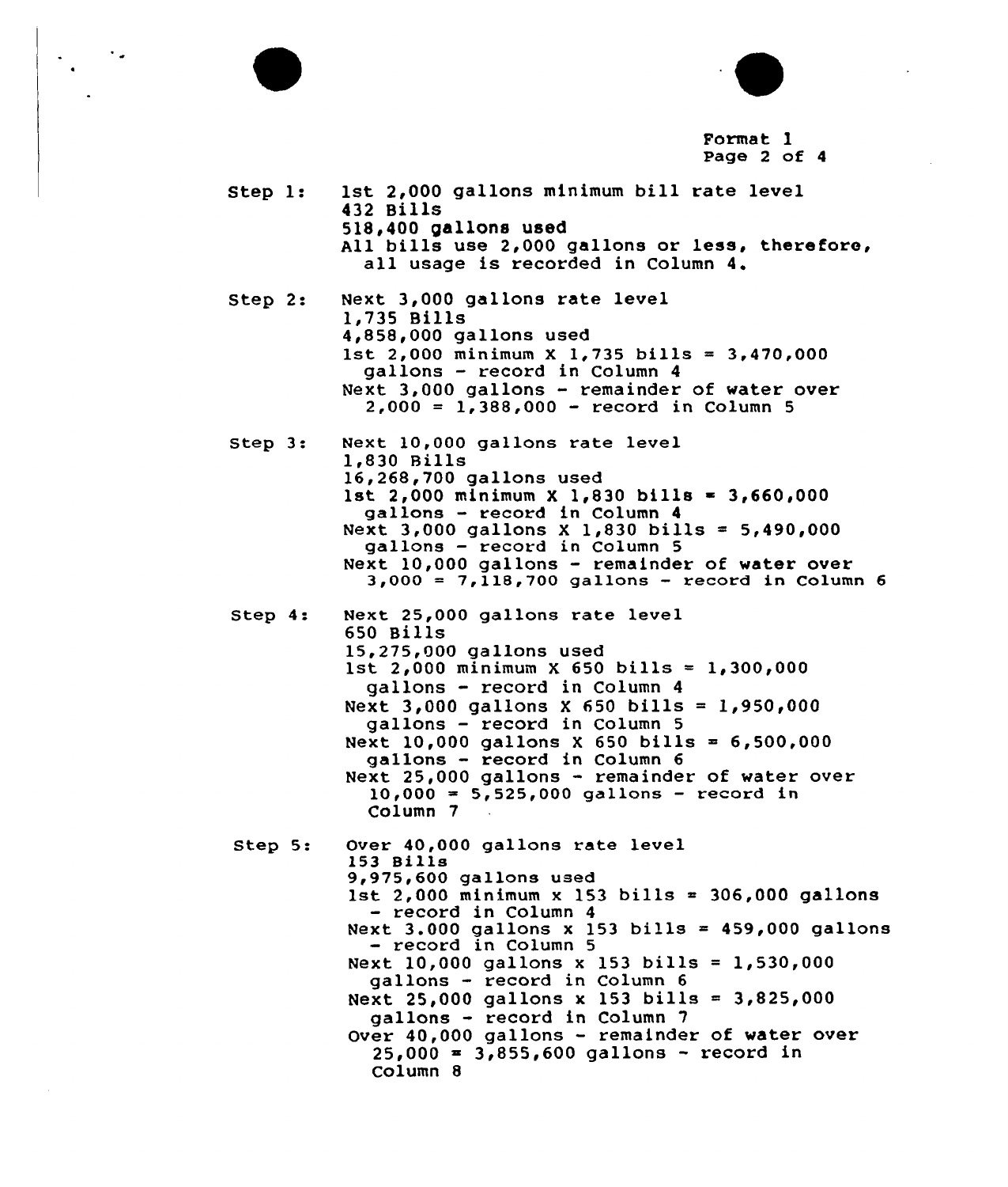Format 1
Page 2 of 4

Step 1: 1st 2,000 gallons minimum bill rate level
432 Bills
518,400 gallons used
All bills use 2,000 gallons or less, therefore, all usage is recorded in Column 4.

Step 2: Next 3,000 gallons rate level
1,735 Bills
4,858,000 gallons used
1st 2,000 minimum X 1,735 bills = 3,470,000 gallons - record in Column 4
Next 3,000 gallons - remainder of water over 2,000 = 1,388,000 - record in Column 5

Step 3: Next 10,000 gallons rate level
1,830 Bills
16,268,700 gallons used
1st 2,000 minimum X 1,830 bills = 3,660,000 gallons - record in Column 4
Next 3,000 gallons X 1,830 bills = 5,490,000 gallons - record in Column 5
Next 10,000 gallons - remainder of water over 3,000 = 7,118,700 gallons - record in Column 6

Step 4: Next 25,000 gallons rate level
650 Bills
15,275,000 gallons used
1st 2,000 minimum X 650 bills = 1,300,000 gallons - record in Column 4
Next 3,000 gallons X 650 bills = 1,950,000 gallons - record in Column 5
Next 10,000 gallons X 650 bills = 6,500,000 gallons - record in Column 6
Next 25,000 gallons - remainder of water over 10,000 = 5,525,000 gallons - record in Column 7

Step 5: Over 40,000 gallons rate level
153 Bills
9,975,600 gallons used
1st 2,000 minimum x 153 bills = 306,000 gallons - record in Column 4
Next 3.000 gallons x 153 bills = 459,000 gallons - record in Column 5
Next 10,000 gallons x 153 bills = 1,530,000 gallons - record in Column 6
Next 25,000 gallons x 153 bills = 3,825,000 gallons - record in Column 7
Over 40,000 gallons - remainder of water over 25,000 = 3,855,600 gallons - record in Column 8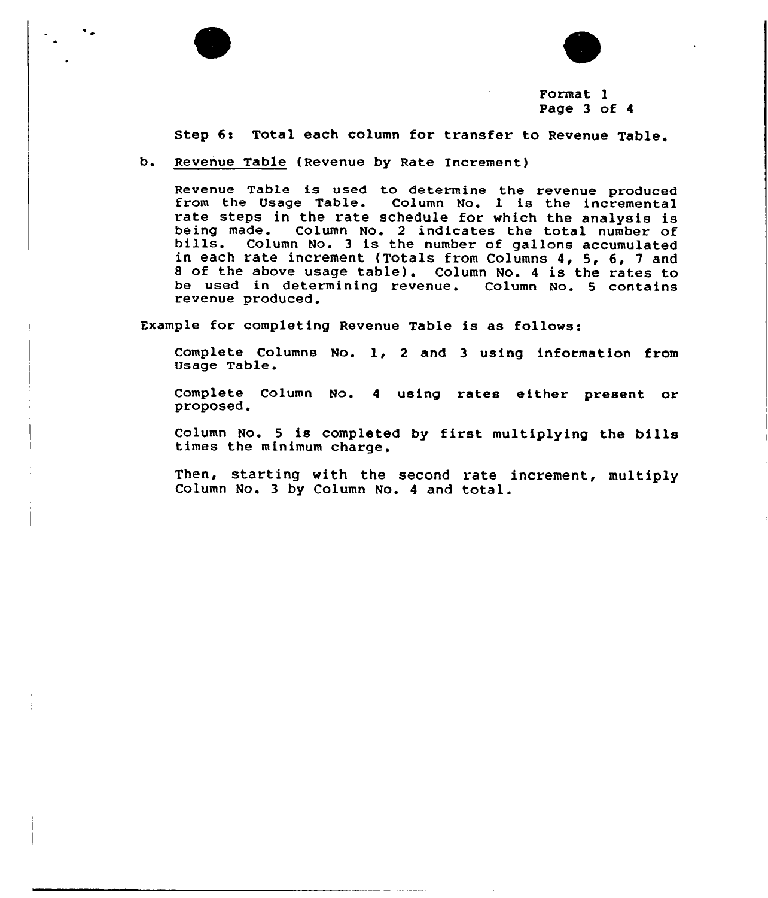Format 1

Step 6: Total each column for transfer to Revenue Table.

b. Revenue Table (Revenue by Rate Increment)

Revenue Table is used to determine the revenue produced from the Usage Table. Column No. 1 is the incremental rate steps in the rate schedule for which the analysis is being made. Column No. 2 indicates the total number of bills. Column No. 3 is the number of gallons accumulated in each rate increment (Totals from Columns 4, 5, 6, 7 and 8 of the above usage table). Column No. 4 is the rates to be used in determining revenue. Column No. 5 contains revenue produced.

Example for completing Revenue Table is as follows:

Complete Columns No. 1, 2 and 3 using information from Usage Table.

Complete Column No. 4 using rates either present or proposed.

Column No. 5 is completed by first multiplying the bills times the minimum charge.

Then, starting with the second rate increment, multiply Column No. 3 by Column No. 4 and total.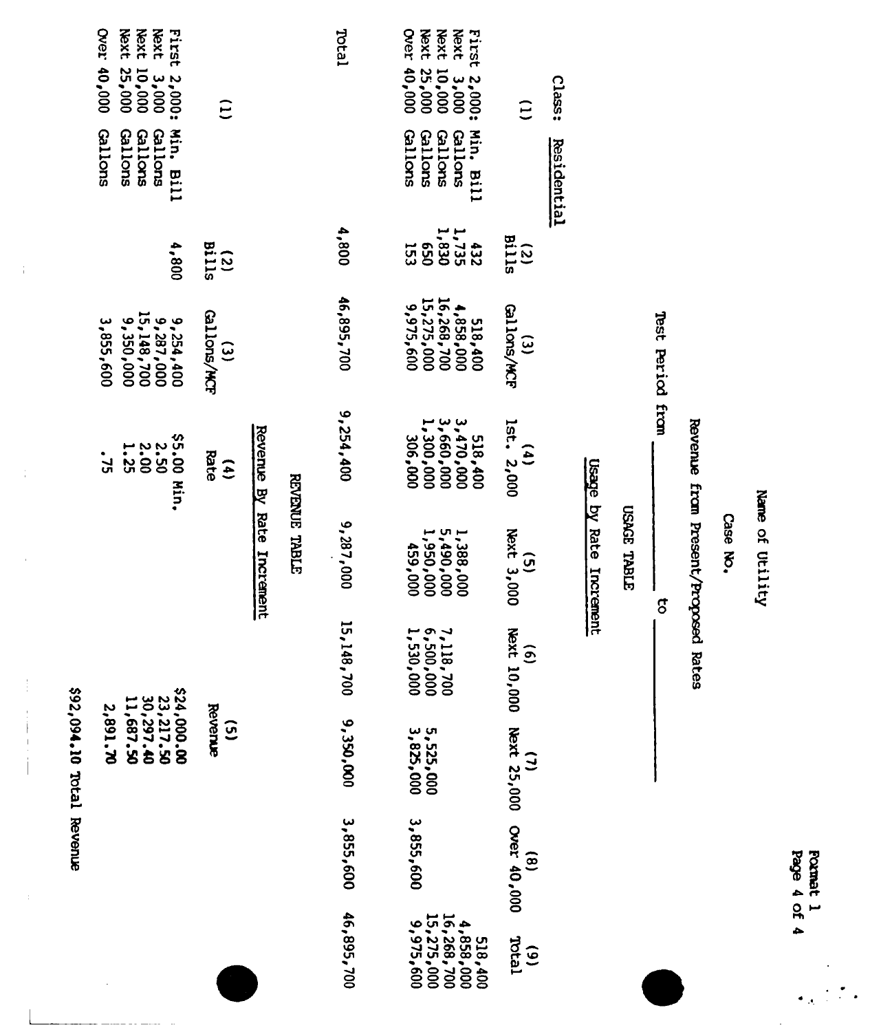Format 1
Page 4 of 4

Name of Utility

Case No.

Revenue from Present/Proposed Rates

Test Period from __________ to __________

**USAGE TABLE**

Usage by Rate Increment

Class: Residential

| (1) | (2) Bills | (3) Gallons/MCF | (4) 1st. 2,000 | (5) Next 3,000 | (6) Next 10,000 | (7) Next 25,000 | (8) Over 40,000 | (9) Total |
|---|---|---|---|---|---|---|---|---|
| First 2,000: Min. Bill | 432 | 518,400 | 518,400 | | | | | 518,400 |
| Next 3,000 Gallons | 1,735 | 4,858,000 | 3,470,000 | 1,388,000 | | | | 4,858,000 |
| Next 10,000 Gallons | 1,830 | 16,268,700 | 3,660,000 | 5,490,000 | 7,118,700 | | | 16,268,700 |
| Next 25,000 Gallons | 650 | 15,275,000 | 1,300,000 | 1,950,000 | 6,500,000 | 5,525,000 | | 15,275,000 |
| Over 40,000 Gallons | 153 | 9,975,600 | 306,000 | 459,000 | 1,530,000 | 3,825,000 | 3,855,600 | 9,975,600 |
| Total | 4,800 | 46,895,700 | 9,254,400 | 9,287,000 | 15,148,700 | 9,350,000 | 3,855,600 | 46,895,700 |

**REVENUE TABLE**

Revenue By Rate Increment

| (1) | (2) Bills | (3) Gallons/MCF | (4) Rate | (5) Revenue |
|---|---|---|---|---|
| First 2,000: Min. Bill | 4,800 | 9,254,400 | $5.00 Min. | $24,000.00 |
| Next 3,000 Gallons | | 9,287,000 | 2.50 | 23,217.50 |
| Next 10,000 Gallons | | 15,148,700 | 2.00 | 30,297.40 |
| Next 25,000 Gallons | | 9,350,000 | 1.25 | 11,687.50 |
| Over 40,000 Gallons | | 3,855,600 | .75 | 2,891.70 |
| | | | | $92,094.10 Total Revenue |